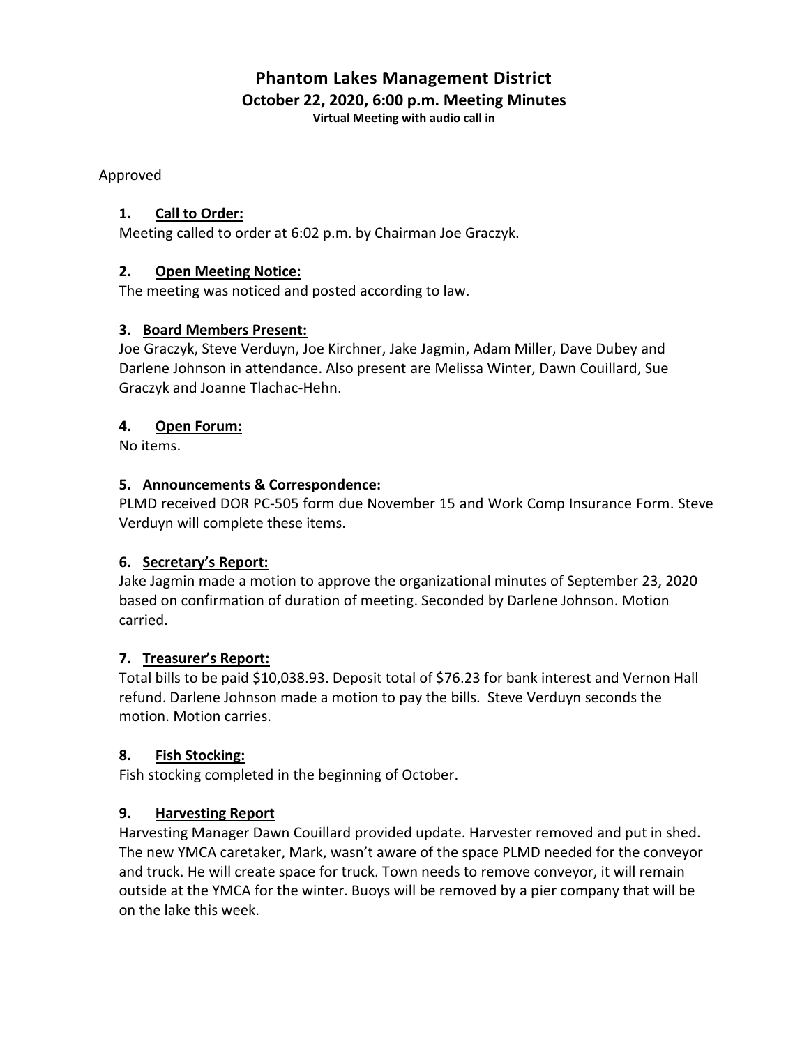# Phantom Lakes Management District

## October 22, 2020, 6:00 p.m. Meeting Minutes

**Virtual Meeting with audio call in**

Approved

### 1. Call to Order:

Meeting called to order at 6:02 p.m. by Chairman Joe Graczyk.

### 2. Open Meeting Notice:

The meeting was noticed and posted according to law.

### 3. Board Members Present:

Joe Graczyk, Steve Verduyn, Joe Kirchner, Jake Jagmin, Adam Miller, Dave Dubey and Darlene Johnson in attendance. Also present are Melissa Winter, Dawn Couillard, Sue Graczyk and Joanne Tlachac-Hehn.

### 4. Open Forum:

No items.

### 5. Announcements & Correspondence:

PLMD received DOR PC-505 form due November 15 and Work Comp Insurance Form. Steve Verduyn will complete these items.

### 6. Secretary's Report:

Jake Jagmin made a motion to approve the organizational minutes of September 23, 2020 based on confirmation of duration of meeting. Seconded by Darlene Johnson. Motion carried.

### 7. Treasurer's Report:

Total bills to be paid $10,038.93. Deposit total of $76.23 for bank interest and Vernon Hall refund. Darlene Johnson made a motion to pay the bills. Steve Verduyn seconds the motion. Motion carries.

### 8. Fish Stocking:

Fish stocking completed in the beginning of October.

### 9. Harvesting Report

Harvesting Manager Dawn Couillard provided update. Harvester removed and put in shed. The new YMCA caretaker, Mark, wasn't aware of the space PLMD needed for the conveyor and truck. He will create space for truck. Town needs to remove conveyor, it will remain outside at the YMCA for the winter. Buoys will be removed by a pier company that will be on the lake this week.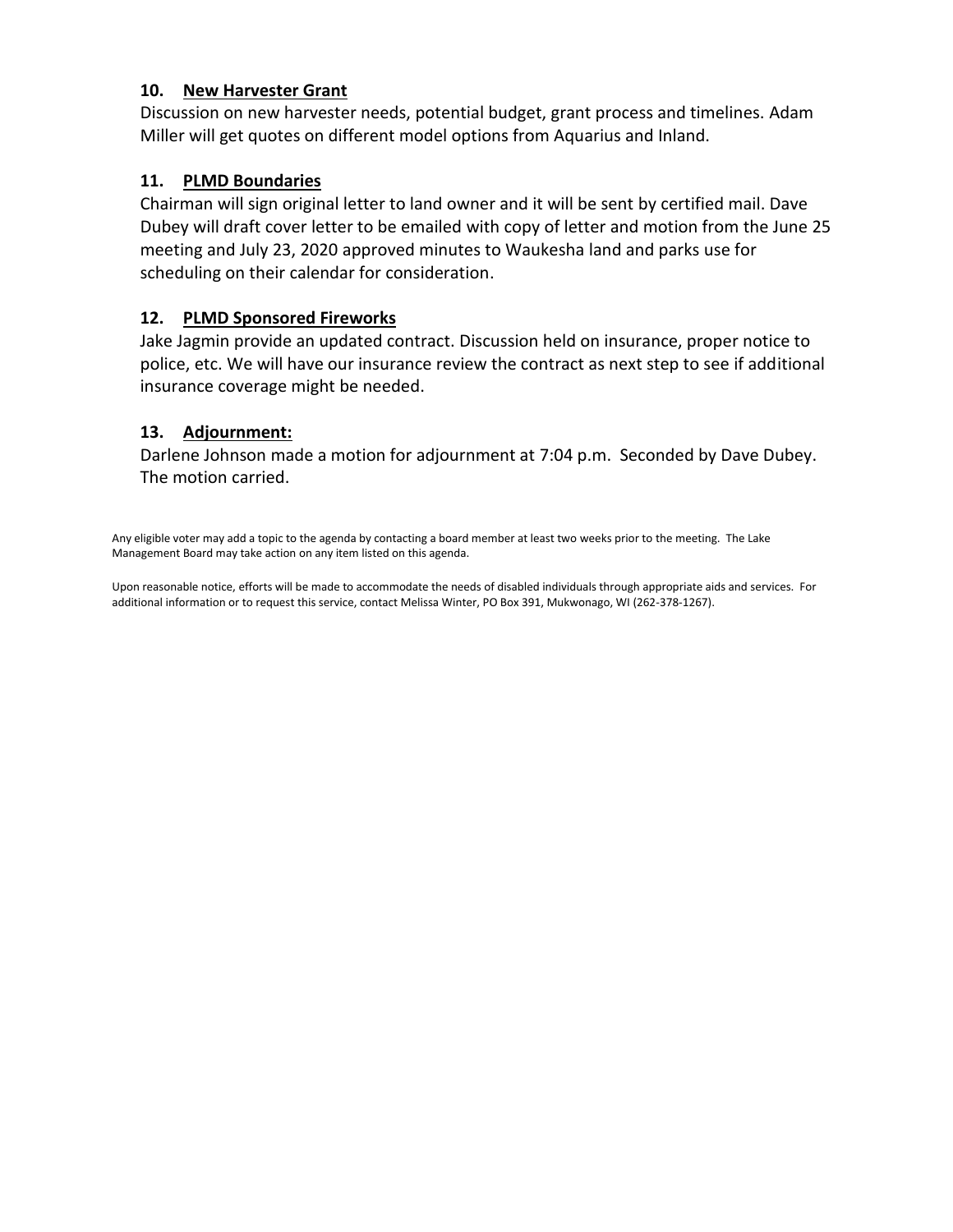### 10. <u>New Harvester Grant</u>

Discussion on new harvester needs, potential budget, grant process and timelines. Adam Miller will get quotes on different model options from Aquarius and Inland.

### 11. <u>PLMD Boundaries</u>

Chairman will sign original letter to land owner and it will be sent by certified mail. Dave Dubey will draft cover letter to be emailed with copy of letter and motion from the June 25 meeting and July 23, 2020 approved minutes to Waukesha land and parks use for scheduling on their calendar for consideration.

### 12. <u>PLMD Sponsored Fireworks</u>

Jake Jagmin provide an updated contract. Discussion held on insurance, proper notice to police, etc. We will have our insurance review the contract as next step to see if additional insurance coverage might be needed.

### 13. <u>Adjournment:</u>

Darlene Johnson made a motion for adjournment at 7:04 p.m. Seconded by Dave Dubey. The motion carried.

Any eligible voter may add a topic to the agenda by contacting a board member at least two weeks prior to the meeting. The Lake Management Board may take action on any item listed on this agenda.

Upon reasonable notice, efforts will be made to accommodate the needs of disabled individuals through appropriate aids and services. For additional information or to request this service, contact Melissa Winter, PO Box 391, Mukwonago, WI (262-378-1267).